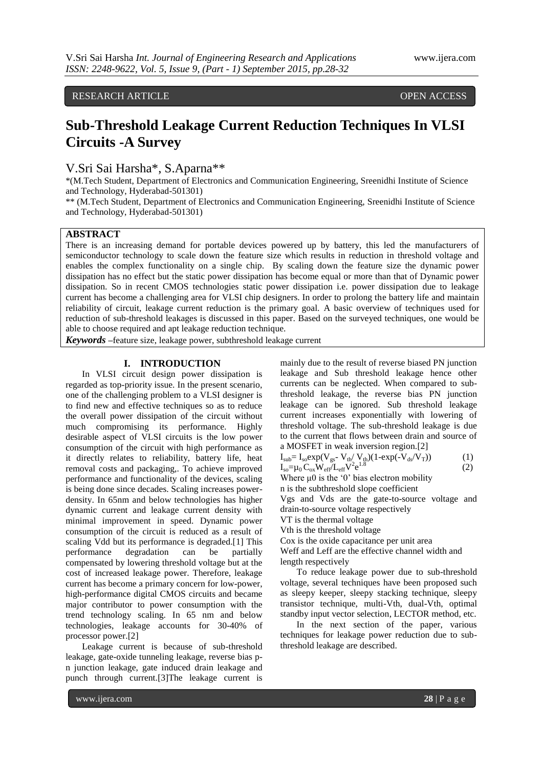RESEARCH ARTICLE OPEN ACCESS

# Sub-Threshold Leakage Current Reduction Techniques In VLSI Circuits -A Survey

V.Sri Sai Harsha*, S.Aparna**

*(M.Tech Student, Department of Electronics and Communication Engineering, Sreenidhi Institute of Science and Technology, Hyderabad-501301)

** (M.Tech Student, Department of Electronics and Communication Engineering, Sreenidhi Institute of Science and Technology, Hyderabad-501301)

## ABSTRACT

There is an increasing demand for portable devices powered up by battery, this led the manufacturers of semiconductor technology to scale down the feature size which results in reduction in threshold voltage and enables the complex functionality on a single chip. By scaling down the feature size the dynamic power dissipation has no effect but the static power dissipation has become equal or more than that of Dynamic power dissipation. So in recent CMOS technologies static power dissipation i.e. power dissipation due to leakage current has become a challenging area for VLSI chip designers. In order to prolong the battery life and maintain reliability of circuit, leakage current reduction is the primary goal. A basic overview of techniques used for reduction of sub-threshold leakages is discussed in this paper. Based on the surveyed techniques, one would be able to choose required and apt leakage reduction technique.

***Keywords*** **–**feature size, leakage power, subthreshold leakage current

## I. INTRODUCTION

In VLSI circuit design power dissipation is regarded as top-priority issue. In the present scenario, one of the challenging problem to a VLSI designer is to find new and effective techniques so as to reduce the overall power dissipation of the circuit without much compromising its performance. Highly desirable aspect of VLSI circuits is the low power consumption of the circuit with high performance as it directly relates to reliability, battery life, heat removal costs and packaging,. To achieve improved performance and functionality of the devices, scaling is being done since decades. Scaling increases power-density. In 65nm and below technologies has higher dynamic current and leakage current density with minimal improvement in speed. Dynamic power consumption of the circuit is reduced as a result of scaling Vdd but its performance is degraded.[1] This performance degradation can be partially compensated by lowering threshold voltage but at the cost of increased leakage power. Therefore, leakage current has become a primary concern for low-power, high-performance digital CMOS circuits and became major contributor to power consumption with the trend technology scaling. In 65 nm and below technologies, leakage accounts for 30-40% of processor power.[2]

Leakage current is because of sub-threshold leakage, gate-oxide tunneling leakage, reverse bias p-n junction leakage, gate induced drain leakage and punch through current.[3]The leakage current is mainly due to the result of reverse biased PN junction leakage and Sub threshold leakage hence other currents can be neglected. When compared to sub-threshold leakage, the reverse bias PN junction leakage can be ignored. Sub threshold leakage current increases exponentially with lowering of threshold voltage. The sub-threshold leakage is due to the current that flows between drain and source of a MOSFET in weak inversion region.[2]

$$I_{sub}= I_{so}\exp(V_{gs}- V_{th}/ V_{th})(1-\exp(-V_{ds}/V_T)) \quad (1)$$

$$I_{so}=\mu_0\, C_{ox} W_{eff}/L_{eff} V^2 e^{1.8} \quad (2)$$

Where $\mu_0$ is the '0' bias electron mobility

n is the subthreshold slope coefficient

Vgs and Vds are the gate-to-source voltage and drain-to-source voltage respectively

VT is the thermal voltage

Vth is the threshold voltage

Cox is the oxide capacitance per unit area

Weff and Leff are the effective channel width and length respectively

To reduce leakage power due to sub-threshold voltage, several techniques have been proposed such as sleepy keeper, sleepy stacking technique, sleepy transistor technique, multi-Vth, dual-Vth, optimal standby input vector selection, LECTOR method, etc.

In the next section of the paper, various techniques for leakage power reduction due to sub-threshold leakage are described.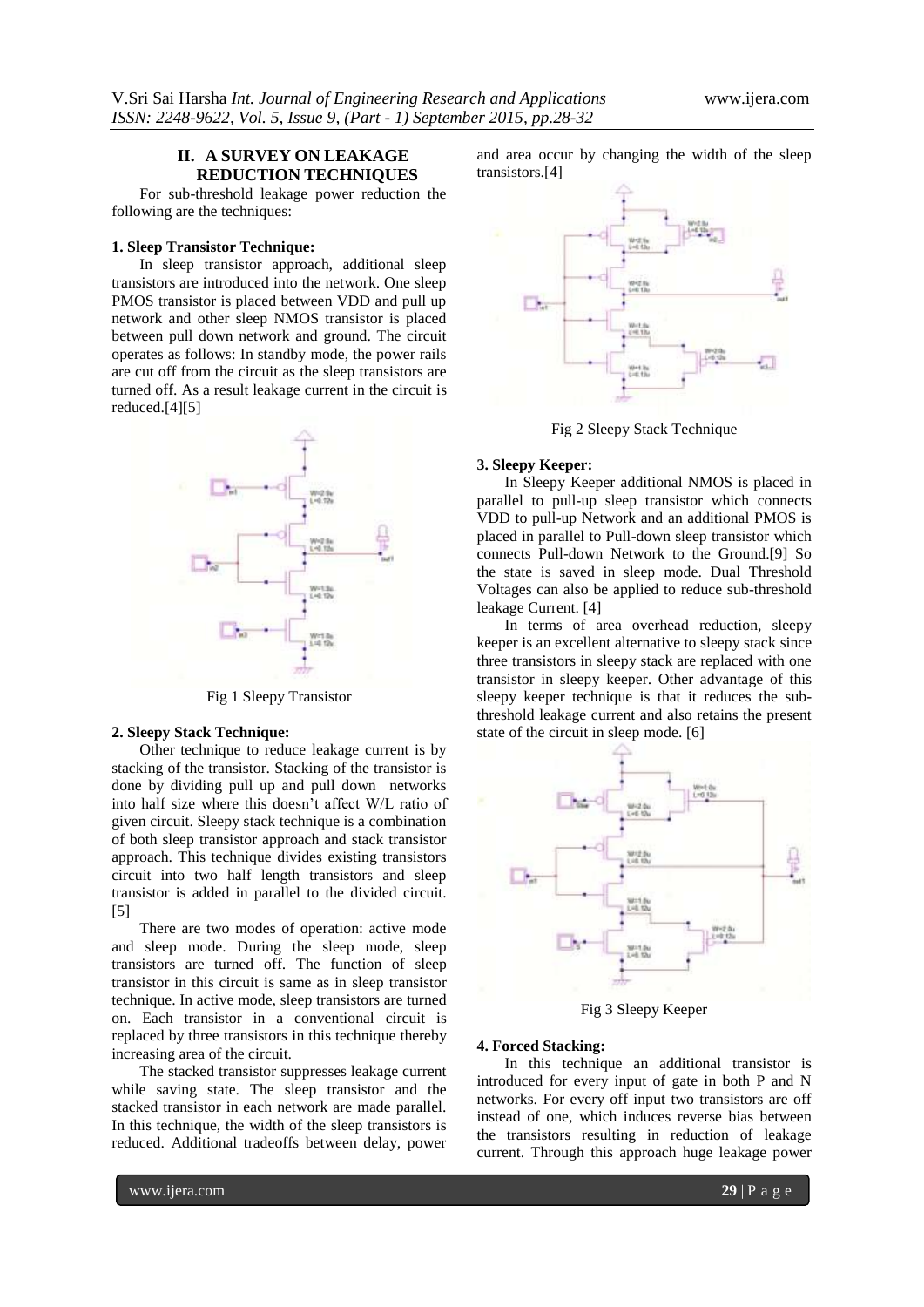## II. A SURVEY ON LEAKAGE REDUCTION TECHNIQUES

For sub-threshold leakage power reduction the following are the techniques:

**1. Sleep Transistor Technique:**

In sleep transistor approach, additional sleep transistors are introduced into the network. One sleep PMOS transistor is placed between VDD and pull up network and other sleep NMOS transistor is placed between pull down network and ground. The circuit operates as follows: In standby mode, the power rails are cut off from the circuit as the sleep transistors are turned off. As a result leakage current in the circuit is reduced.[4][5]

Fig 1 Sleepy Transistor

**2. Sleepy Stack Technique:**

Other technique to reduce leakage current is by stacking of the transistor. Stacking of the transistor is done by dividing pull up and pull down networks into half size where this doesn't affect W/L ratio of given circuit. Sleepy stack technique is a combination of both sleep transistor approach and stack transistor approach. This technique divides existing transistors circuit into two half length transistors and sleep transistor is added in parallel to the divided circuit. [5]

There are two modes of operation: active mode and sleep mode. During the sleep mode, sleep transistors are turned off. The function of sleep transistor in this circuit is same as in sleep transistor technique. In active mode, sleep transistors are turned on. Each transistor in a conventional circuit is replaced by three transistors in this technique thereby increasing area of the circuit.

The stacked transistor suppresses leakage current while saving state. The sleep transistor and the stacked transistor in each network are made parallel. In this technique, the width of the sleep transistors is reduced. Additional tradeoffs between delay, power and area occur by changing the width of the sleep transistors.[4]

Fig 2 Sleepy Stack Technique

**3. Sleepy Keeper:**

In Sleepy Keeper additional NMOS is placed in parallel to pull-up sleep transistor which connects VDD to pull-up Network and an additional PMOS is placed in parallel to Pull-down sleep transistor which connects Pull-down Network to the Ground.[9] So the state is saved in sleep mode. Dual Threshold Voltages can also be applied to reduce sub-threshold leakage Current. [4]

In terms of area overhead reduction, sleepy keeper is an excellent alternative to sleepy stack since three transistors in sleepy stack are replaced with one transistor in sleepy keeper. Other advantage of this sleepy keeper technique is that it reduces the sub-threshold leakage current and also retains the present state of the circuit in sleep mode. [6]

Fig 3 Sleepy Keeper

**4. Forced Stacking:**

In this technique an additional transistor is introduced for every input of gate in both P and N networks. For every off input two transistors are off instead of one, which induces reverse bias between the transistors resulting in reduction of leakage current. Through this approach huge leakage power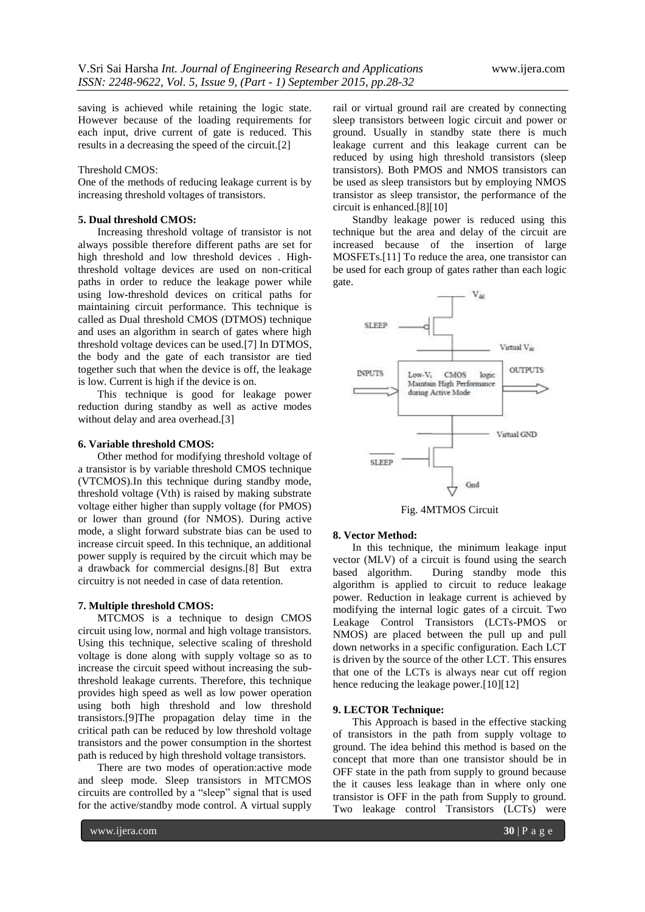saving is achieved while retaining the logic state. However because of the loading requirements for each input, drive current of gate is reduced. This results in a decreasing the speed of the circuit.[2]

Threshold CMOS:

One of the methods of reducing leakage current is by increasing threshold voltages of transistors.

### 5. Dual threshold CMOS:

Increasing threshold voltage of transistor is not always possible therefore different paths are set for high threshold and low threshold devices . High-threshold voltage devices are used on non-critical paths in order to reduce the leakage power while using low-threshold devices on critical paths for maintaining circuit performance. This technique is called as Dual threshold CMOS (DTMOS) technique and uses an algorithm in search of gates where high threshold voltage devices can be used.[7] In DTMOS, the body and the gate of each transistor are tied together such that when the device is off, the leakage is low. Current is high if the device is on.

This technique is good for leakage power reduction during standby as well as active modes without delay and area overhead.[3]

### 6. Variable threshold CMOS:

Other method for modifying threshold voltage of a transistor is by variable threshold CMOS technique (VTCMOS).In this technique during standby mode, threshold voltage (Vth) is raised by making substrate voltage either higher than supply voltage (for PMOS) or lower than ground (for NMOS). During active mode, a slight forward substrate bias can be used to increase circuit speed. In this technique, an additional power supply is required by the circuit which may be a drawback for commercial designs.[8] But extra circuitry is not needed in case of data retention.

### 7. Multiple threshold CMOS:

MTCMOS is a technique to design CMOS circuit using low, normal and high voltage transistors. Using this technique, selective scaling of threshold voltage is done along with supply voltage so as to increase the circuit speed without increasing the sub-threshold leakage currents. Therefore, this technique provides high speed as well as low power operation using both high threshold and low threshold transistors.[9]The propagation delay time in the critical path can be reduced by low threshold voltage transistors and the power consumption in the shortest path is reduced by high threshold voltage transistors.

There are two modes of operation:active mode and sleep mode. Sleep transistors in MTCMOS circuits are controlled by a "sleep" signal that is used for the active/standby mode control. A virtual supply rail or virtual ground rail are created by connecting sleep transistors between logic circuit and power or ground. Usually in standby state there is much leakage current and this leakage current can be reduced by using high threshold transistors (sleep transistors). Both PMOS and NMOS transistors can be used as sleep transistors but by employing NMOS transistor as sleep transistor, the performance of the circuit is enhanced.[8][10]

Standby leakage power is reduced using this technique but the area and delay of the circuit are increased because of the insertion of large MOSFETs.[11] To reduce the area, one transistor can be used for each group of gates rather than each logic gate.

Fig. 4MTMOS Circuit

### 8. Vector Method:

In this technique, the minimum leakage input vector (MLV) of a circuit is found using the search based algorithm. During standby mode this algorithm is applied to circuit to reduce leakage power. Reduction in leakage current is achieved by modifying the internal logic gates of a circuit. Two Leakage Control Transistors (LCTs-PMOS or NMOS) are placed between the pull up and pull down networks in a specific configuration. Each LCT is driven by the source of the other LCT. This ensures that one of the LCTs is always near cut off region hence reducing the leakage power.[10][12]

### 9. LECTOR Technique:

This Approach is based in the effective stacking of transistors in the path from supply voltage to ground. The idea behind this method is based on the concept that more than one transistor should be in OFF state in the path from supply to ground because the it causes less leakage than in where only one transistor is OFF in the path from Supply to ground. Two leakage control Transistors (LCTs) were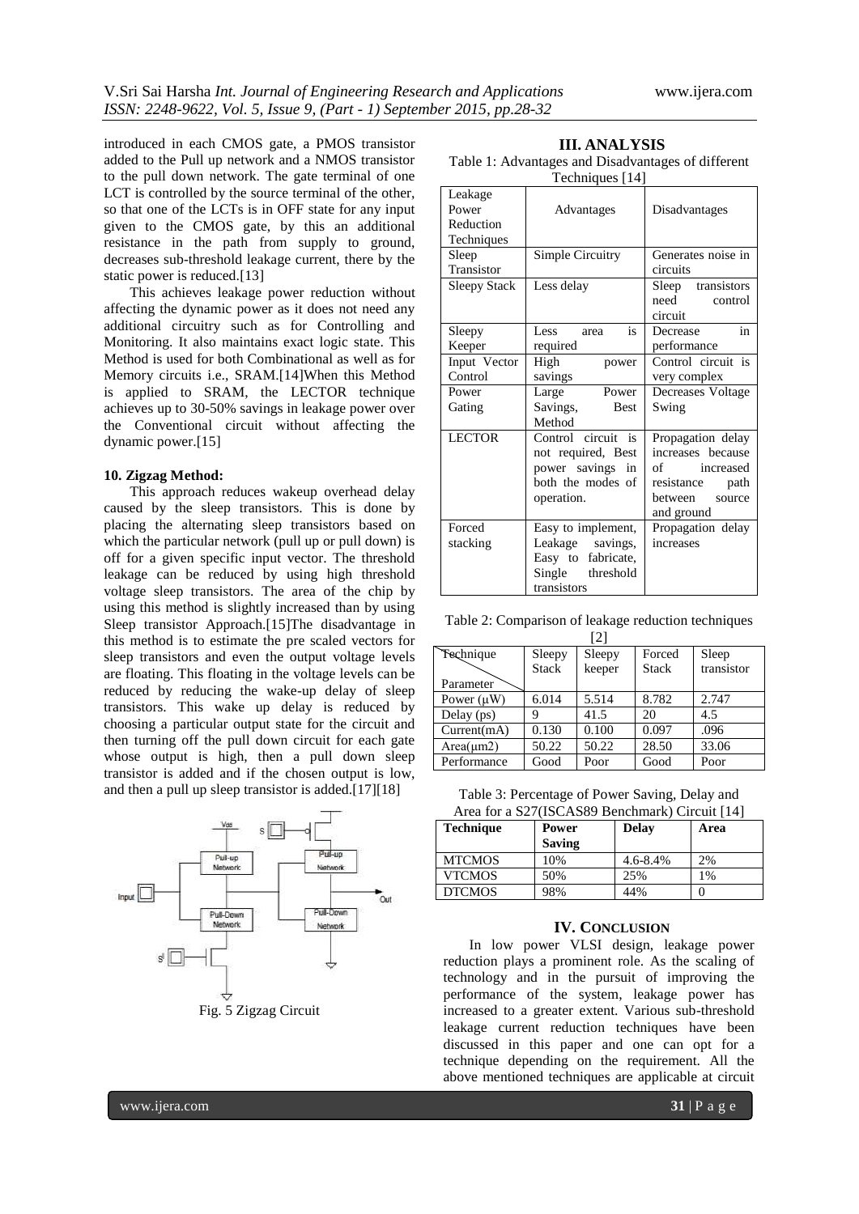introduced in each CMOS gate, a PMOS transistor added to the Pull up network and a NMOS transistor to the pull down network. The gate terminal of one LCT is controlled by the source terminal of the other, so that one of the LCTs is in OFF state for any input given to the CMOS gate, by this an additional resistance in the path from supply to ground, decreases sub-threshold leakage current, there by the static power is reduced.[13]

This achieves leakage power reduction without affecting the dynamic power as it does not need any additional circuitry such as for Controlling and Monitoring. It also maintains exact logic state. This Method is used for both Combinational as well as for Memory circuits i.e., SRAM.[14]When this Method is applied to SRAM, the LECTOR technique achieves up to 30-50% savings in leakage power over the Conventional circuit without affecting the dynamic power.[15]

**10. Zigzag Method:**

This approach reduces wakeup overhead delay caused by the sleep transistors. This is done by placing the alternating sleep transistors based on which the particular network (pull up or pull down) is off for a given specific input vector. The threshold leakage can be reduced by using high threshold voltage sleep transistors. The area of the chip by using this method is slightly increased than by using Sleep transistor Approach.[15]The disadvantage in this method is to estimate the pre scaled vectors for sleep transistors and even the output voltage levels are floating. This floating in the voltage levels can be reduced by reducing the wake-up delay of sleep transistors. This wake up delay is reduced by choosing a particular output state for the circuit and then turning off the pull down circuit for each gate whose output is high, then a pull down sleep transistor is added and if the chosen output is low, and then a pull up sleep transistor is added.[17][18]

Fig. 5 Zigzag Circuit

## III. ANALYSIS

Table 1: Advantages and Disadvantages of different Techniques [14]

| Leakage Power Reduction Techniques | Advantages | Disadvantages |
|---|---|---|
| Sleep Transistor | Simple Circuitry | Generates noise in circuits |
| Sleepy Stack | Less delay | Sleep transistors need control circuit |
| Sleepy Keeper | Less area is required | Decrease in performance |
| Input Vector Control | High power savings | Control circuit is very complex |
| Power Gating | Large Power Savings, Best Method | Decreases Voltage Swing |
| LECTOR | Control circuit is not required, Best power savings in both the modes of operation. | Propagation delay increases because of increased resistance path between source and ground |
| Forced stacking | Easy to implement, Leakage savings, Easy to fabricate, Single threshold transistors | Propagation delay increases |

Table 2: Comparison of leakage reduction techniques [2]

| Technique / Parameter | Sleepy Stack | Sleepy keeper | Forced Stack | Sleep transistor |
|---|---|---|---|---|
| Power (μW) | 6.014 | 5.514 | 8.782 | 2.747 |
| Delay (ps) | 9 | 41.5 | 20 | 4.5 |
| Current(mA) | 0.130 | 0.100 | 0.097 | .096 |
| Area(μm2) | 50.22 | 50.22 | 28.50 | 33.06 |
| Performance | Good | Poor | Good | Poor |

Table 3: Percentage of Power Saving, Delay and Area for a S27(ISCAS89 Benchmark) Circuit [14]

| **Technique** | **Power Saving** | **Delay** | **Area** |
|---|---|---|---|
| MTCMOS | 10% | 4.6-8.4% | 2% |
| VTCMOS | 50% | 25% | 1% |
| DTCMOS | 98% | 44% | 0 |

## IV. CONCLUSION

In low power VLSI design, leakage power reduction plays a prominent role. As the scaling of technology and in the pursuit of improving the performance of the system, leakage power has increased to a greater extent. Various sub-threshold leakage current reduction techniques have been discussed in this paper and one can opt for a technique depending on the requirement. All the above mentioned techniques are applicable at circuit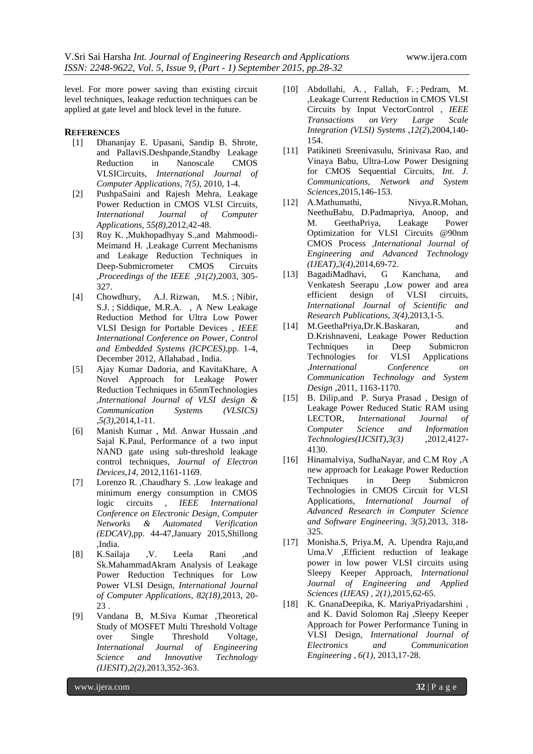level. For more power saving than existing circuit level techniques, leakage reduction techniques can be applied at gate level and block level in the future.

## REFERENCES

[1] Dhananjay E. Upasani, Sandip B. Shrote, and PallaviS.Deshpande,Standby Leakage Reduction in Nanoscale CMOS VLSICircuits, *International Journal of Computer Applications, 7(5),* 2010, 1-4.

[2] PushpaSaini and Rajesh Mehra, Leakage Power Reduction in CMOS VLSI Circuits, *International Journal of Computer Applications, 55(8)*,2012,42-48.

[3] Roy K. ,Mukhopadhyay S.,and Mahmoodi-Meimand H. ,Leakage Current Mechanisms and Leakage Reduction Techniques in Deep-Submicrometer CMOS Circuits ,*Proceedings of the IEEE ,91(2)*,2003, 305-327.

[4] Chowdhury, A.J. Rizwan, M.S. ; Nibir, S.J. ; Siddique, M.R.A. , A New Leakage Reduction Method for Ultra Low Power VLSI Design for Portable Devices , *IEEE International Conference on Power, Control and Embedded Systems (ICPCES)*,pp. 1-4, December 2012, Allahabad , India.

[5] Ajay Kumar Dadoria, and KavitaKhare, A Novel Approach for Leakage Power Reduction Techniques in 65nmTechnologies ,*International Journal of VLSI design & Communication Systems (VLSICS) ,5(3)*,2014,1-11.

[6] Manish Kumar , Md. Anwar Hussain ,and Sajal K.Paul, Performance of a two input NAND gate using sub-threshold leakage control techniques, *Journal of Electron Devices,14*, 2012,1161-1169.

[7] Lorenzo R. ,Chaudhary S. ,Low leakage and minimum energy consumption in CMOS logic circuits , *IEEE International Conference on Electronic Design, Computer Networks & Automated Verification (EDCAV)*,pp. 44-47,January 2015,Shillong ,India.

[8] K.Sailaja ,V. Leela Rani ,and Sk.MahammadAkram Analysis of Leakage Power Reduction Techniques for Low Power VLSI Design, *International Journal of Computer Applications, 82(18)*,2013, 20-23 .

[9] Vandana B, M.Siva Kumar ,Theoretical Study of MOSFET Multi Threshold Voltage over Single Threshold Voltage, *International Journal of Engineering Science and Innovative Technology (IJESIT),2(2)*,2013,352-363.

[10] Abdollahi, A. , Fallah, F. ; Pedram, M. ,Leakage Current Reduction in CMOS VLSI Circuits by Input VectorControl , *IEEE Transactions on Very Large Scale Integration (VLSI) Systems ,12(2*),2004,140-154.

[11] Patikineti Sreenivasulu, Srinivasa Rao, and Vinaya Babu, Ultra-Low Power Designing for CMOS Sequential Circuits, *Int. J. Communications, Network and System Sciences*,2015,146-153.

[12] A.Mathumathi, Nivya.R.Mohan, NeethuBabu, D.Padmapriya, Anoop, and M. GeethaPriya, Leakage Power Optimization for VLSI Circuits @90nm CMOS Process ,*International Journal of Engineering and Advanced Technology (IJEAT),3(4)*,2014,69-72.

[13] BagadiMadhavi, G Kanchana, and Venkatesh Seerapu ,Low power and area efficient design of VLSI circuits, *International Journal of Scientific and Research Publications, 3(4)*,2013,1-5.

[14] M.GeethaPriya,Dr.K.Baskaran, and D.Krishnaveni, Leakage Power Reduction Techniques in Deep Submicron Technologies for VLSI Applications ,*International Conference on Communication Technology and System Design* ,2011, 1163-1170.

[15] B. Dilip,and P. Surya Prasad , Design of Leakage Power Reduced Static RAM using LECTOR, *International Journal of Computer Science and Information Technologies(IJCSIT),3(3)* ,2012,4127-4130.

[16] Hinamalviya, SudhaNayar, and C.M Roy ,A new approach for Leakage Power Reduction Techniques in Deep Submicron Technologies in CMOS Circuit for VLSI Applications, *International Journal of Advanced Research in Computer Science and Software Engineering, 3(5)*,2013, 318-325.

[17] Monisha.S, Priya.M, A. Upendra Raju,and Uma.V ,Efficient reduction of leakage power in low power VLSI circuits using Sleepy Keeper Approach, *International Journal of Engineering and Applied Sciences (IJEAS) , 2(1)*,2015,62-65.

[18] K. GnanaDeepika, K. MariyaPriyadarshini , and K. David Solomon Raj ,Sleepy Keeper Approach for Power Performance Tuning in VLSI Design, *International Journal of Electronics and Communication Engineering , 6(1),* 2013,17-28.